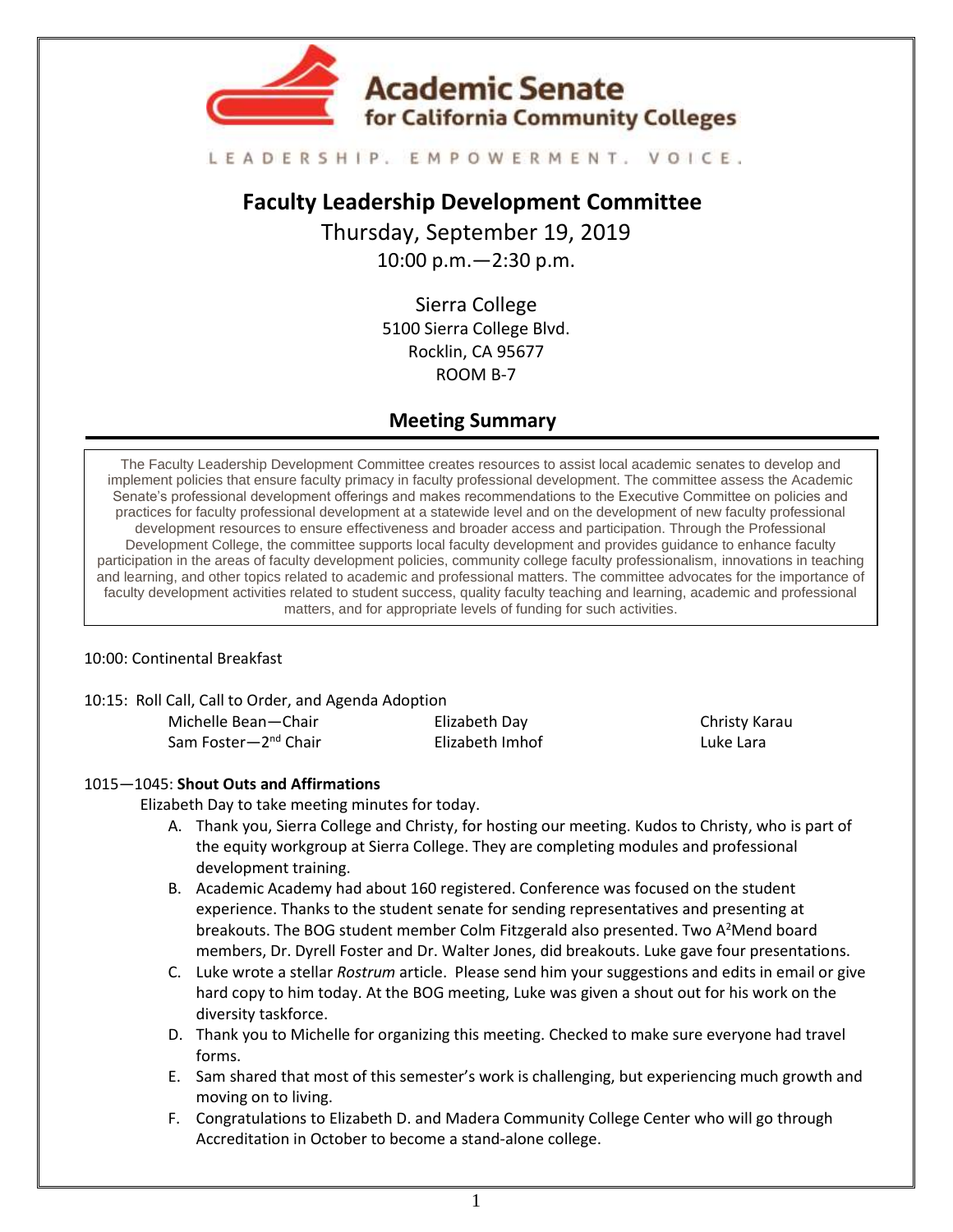Academic Senate for California Community Colleges

LEADERSHIP. EMPOWERMENT. VOICE.

# Faculty Leadership Development Committee

Thursday, September 19, 2019

10:00 p.m.—2:30 p.m.

Sierra College
5100 Sierra College Blvd.
Rocklin, CA 95677
ROOM B-7

## Meeting Summary

The Faculty Leadership Development Committee creates resources to assist local academic senates to develop and implement policies that ensure faculty primacy in faculty professional development. The committee assess the Academic Senate's professional development offerings and makes recommendations to the Executive Committee on policies and practices for faculty professional development at a statewide level and on the development of new faculty professional development resources to ensure effectiveness and broader access and participation. Through the Professional Development College, the committee supports local faculty development and provides guidance to enhance faculty participation in the areas of faculty development policies, community college faculty professionalism, innovations in teaching and learning, and other topics related to academic and professional matters. The committee advocates for the importance of faculty development activities related to student success, quality faculty teaching and learning, academic and professional matters, and for appropriate levels of funding for such activities.

10:00: Continental Breakfast

10:15: Roll Call, Call to Order, and Agenda Adoption

| | | |
|---|---|---|
| Michelle Bean—Chair | Elizabeth Day | Christy Karau |
| Sam Foster—2nd Chair | Elizabeth Imhof | Luke Lara |

1015—1045: **Shout Outs and Affirmations**

Elizabeth Day to take meeting minutes for today.

A. Thank you, Sierra College and Christy, for hosting our meeting. Kudos to Christy, who is part of the equity workgroup at Sierra College. They are completing modules and professional development training.

B. Academic Academy had about 160 registered. Conference was focused on the student experience. Thanks to the student senate for sending representatives and presenting at breakouts. The BOG student member Colm Fitzgerald also presented. Two A²Mend board members, Dr. Dyrell Foster and Dr. Walter Jones, did breakouts. Luke gave four presentations.

C. Luke wrote a stellar *Rostrum* article. Please send him your suggestions and edits in email or give hard copy to him today. At the BOG meeting, Luke was given a shout out for his work on the diversity taskforce.

D. Thank you to Michelle for organizing this meeting. Checked to make sure everyone had travel forms.

E. Sam shared that most of this semester's work is challenging, but experiencing much growth and moving on to living.

F. Congratulations to Elizabeth D. and Madera Community College Center who will go through Accreditation in October to become a stand-alone college.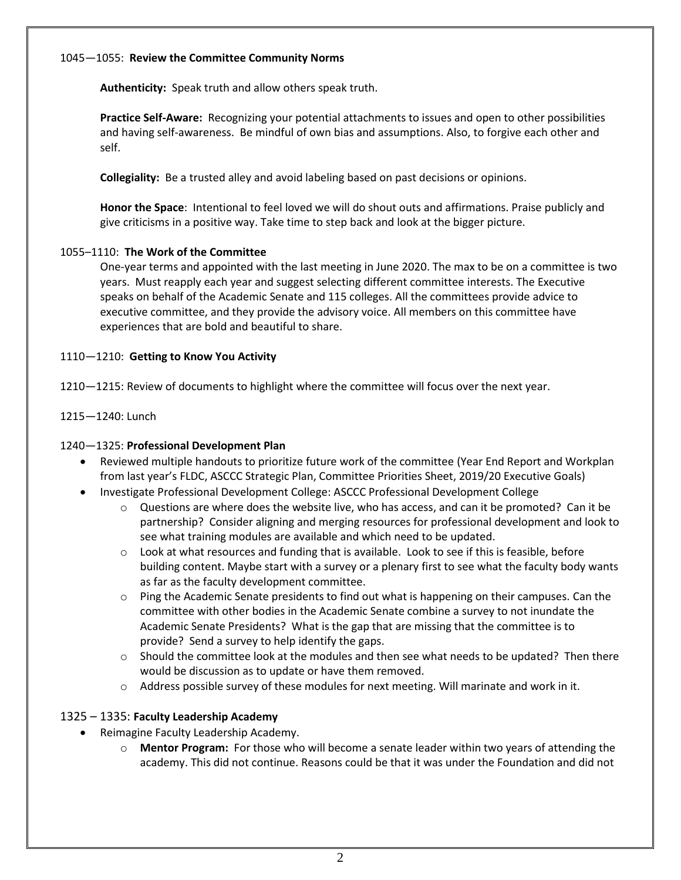1045—1055: **Review the Committee Community Norms**

**Authenticity:** Speak truth and allow others speak truth.

**Practice Self-Aware:** Recognizing your potential attachments to issues and open to other possibilities and having self-awareness. Be mindful of own bias and assumptions. Also, to forgive each other and self.

**Collegiality:** Be a trusted alley and avoid labeling based on past decisions or opinions.

**Honor the Space**: Intentional to feel loved we will do shout outs and affirmations. Praise publicly and give criticisms in a positive way. Take time to step back and look at the bigger picture.

1055–1110: **The Work of the Committee**

One-year terms and appointed with the last meeting in June 2020. The max to be on a committee is two years. Must reapply each year and suggest selecting different committee interests. The Executive speaks on behalf of the Academic Senate and 115 colleges. All the committees provide advice to executive committee, and they provide the advisory voice. All members on this committee have experiences that are bold and beautiful to share.

1110—1210: **Getting to Know You Activity**

1210—1215: Review of documents to highlight where the committee will focus over the next year.

1215—1240: Lunch

1240—1325: **Professional Development Plan**

- Reviewed multiple handouts to prioritize future work of the committee (Year End Report and Workplan from last year's FLDC, ASCCC Strategic Plan, Committee Priorities Sheet, 2019/20 Executive Goals)
- Investigate Professional Development College: ASCCC Professional Development College
  - Questions are where does the website live, who has access, and can it be promoted? Can it be partnership? Consider aligning and merging resources for professional development and look to see what training modules are available and which need to be updated.
  - Look at what resources and funding that is available. Look to see if this is feasible, before building content. Maybe start with a survey or a plenary first to see what the faculty body wants as far as the faculty development committee.
  - Ping the Academic Senate presidents to find out what is happening on their campuses. Can the committee with other bodies in the Academic Senate combine a survey to not inundate the Academic Senate Presidents? What is the gap that are missing that the committee is to provide? Send a survey to help identify the gaps.
  - Should the committee look at the modules and then see what needs to be updated? Then there would be discussion as to update or have them removed.
  - Address possible survey of these modules for next meeting. Will marinate and work in it.

1325 – 1335: **Faculty Leadership Academy**

- Reimagine Faculty Leadership Academy.
  - **Mentor Program:** For those who will become a senate leader within two years of attending the academy. This did not continue. Reasons could be that it was under the Foundation and did not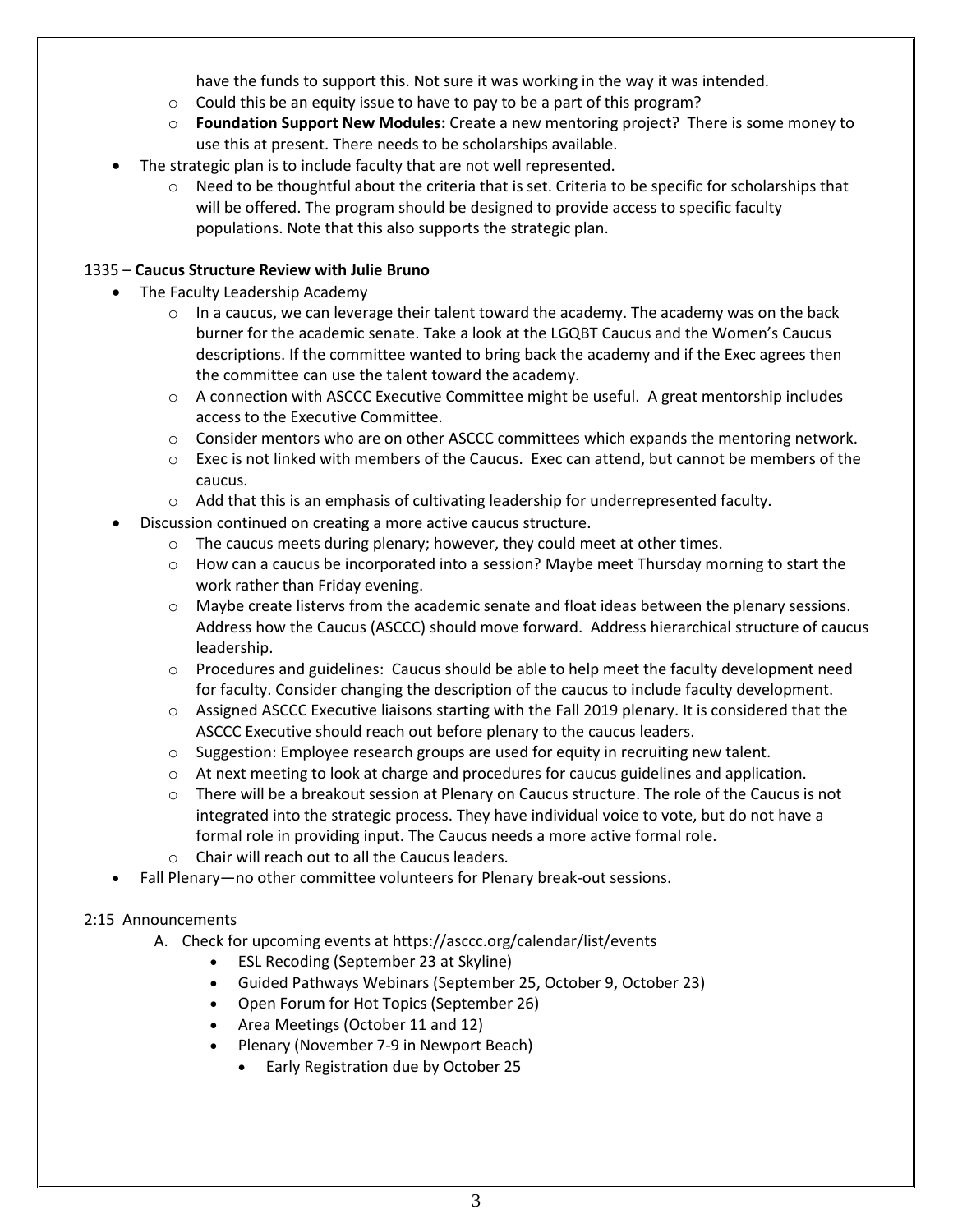have the funds to support this. Not sure it was working in the way it was intended.
  - Could this be an equity issue to have to pay to be a part of this program?
  - **Foundation Support New Modules:** Create a new mentoring project? There is some money to use this at present. There needs to be scholarships available.
- The strategic plan is to include faculty that are not well represented.
  - Need to be thoughtful about the criteria that is set. Criteria to be specific for scholarships that will be offered. The program should be designed to provide access to specific faculty populations. Note that this also supports the strategic plan.

1335 – **Caucus Structure Review with Julie Bruno**

- The Faculty Leadership Academy
  - In a caucus, we can leverage their talent toward the academy. The academy was on the back burner for the academic senate. Take a look at the LGQBT Caucus and the Women's Caucus descriptions. If the committee wanted to bring back the academy and if the Exec agrees then the committee can use the talent toward the academy.
  - A connection with ASCCC Executive Committee might be useful. A great mentorship includes access to the Executive Committee.
  - Consider mentors who are on other ASCCC committees which expands the mentoring network.
  - Exec is not linked with members of the Caucus. Exec can attend, but cannot be members of the caucus.
  - Add that this is an emphasis of cultivating leadership for underrepresented faculty.
- Discussion continued on creating a more active caucus structure.
  - The caucus meets during plenary; however, they could meet at other times.
  - How can a caucus be incorporated into a session? Maybe meet Thursday morning to start the work rather than Friday evening.
  - Maybe create listervs from the academic senate and float ideas between the plenary sessions. Address how the Caucus (ASCCC) should move forward. Address hierarchical structure of caucus leadership.
  - Procedures and guidelines: Caucus should be able to help meet the faculty development need for faculty. Consider changing the description of the caucus to include faculty development.
  - Assigned ASCCC Executive liaisons starting with the Fall 2019 plenary. It is considered that the ASCCC Executive should reach out before plenary to the caucus leaders.
  - Suggestion: Employee research groups are used for equity in recruiting new talent.
  - At next meeting to look at charge and procedures for caucus guidelines and application.
  - There will be a breakout session at Plenary on Caucus structure. The role of the Caucus is not integrated into the strategic process. They have individual voice to vote, but do not have a formal role in providing input. The Caucus needs a more active formal role.
  - Chair will reach out to all the Caucus leaders.
- Fall Plenary—no other committee volunteers for Plenary break-out sessions.

2:15 Announcements

A. Check for upcoming events at https://asccc.org/calendar/list/events
   - ESL Recoding (September 23 at Skyline)
   - Guided Pathways Webinars (September 25, October 9, October 23)
   - Open Forum for Hot Topics (September 26)
   - Area Meetings (October 11 and 12)
   - Plenary (November 7-9 in Newport Beach)
     - Early Registration due by October 25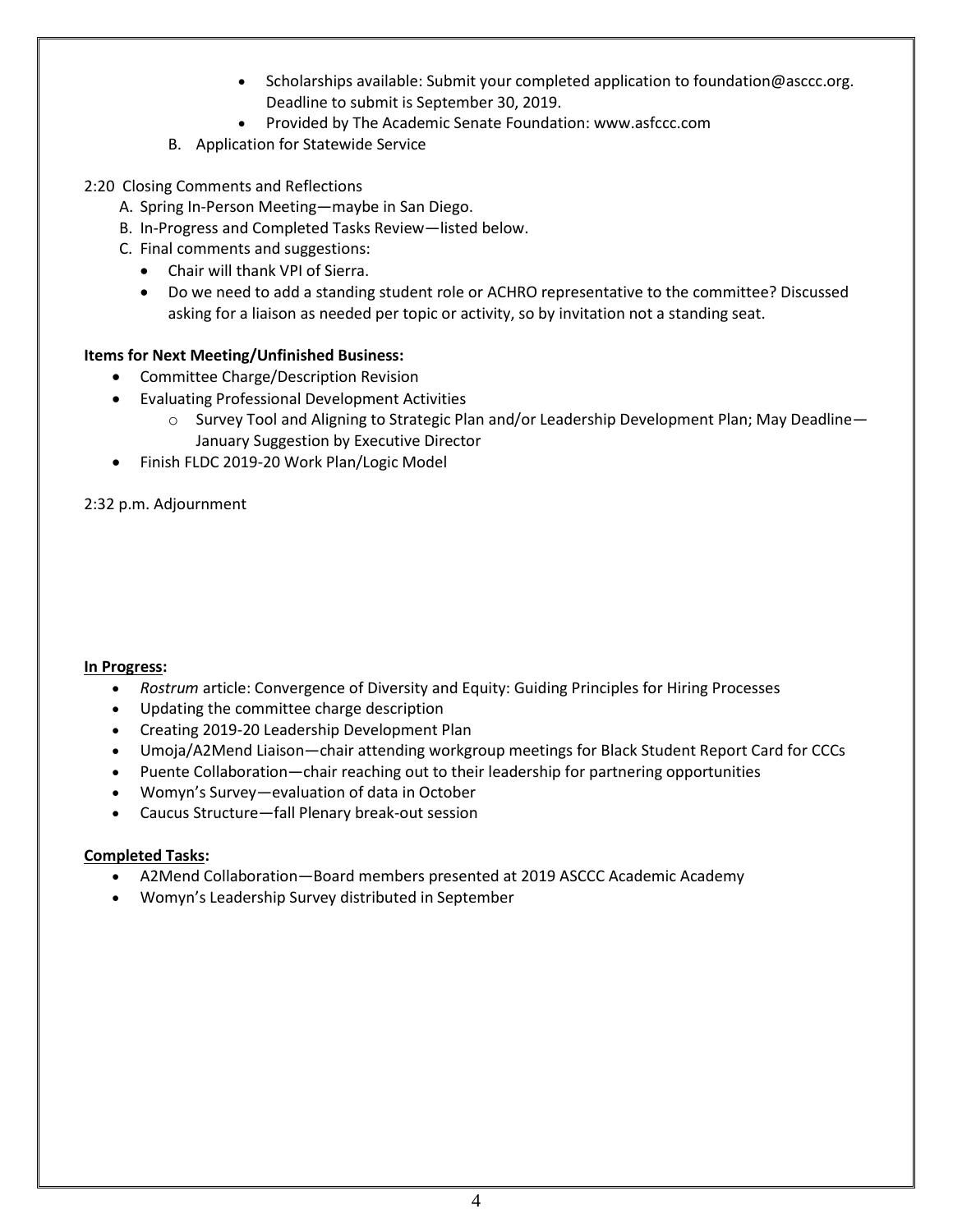- Scholarships available: Submit your completed application to foundation@asccc.org. Deadline to submit is September 30, 2019.
- Provided by The Academic Senate Foundation: www.asfccc.com

B. Application for Statewide Service

2:20 Closing Comments and Reflections

A. Spring In-Person Meeting—maybe in San Diego.

B. In-Progress and Completed Tasks Review—listed below.

C. Final comments and suggestions:

- Chair will thank VPI of Sierra.
- Do we need to add a standing student role or ACHRO representative to the committee? Discussed asking for a liaison as needed per topic or activity, so by invitation not a standing seat.

**Items for Next Meeting/Unfinished Business:**

- Committee Charge/Description Revision
- Evaluating Professional Development Activities
  - Survey Tool and Aligning to Strategic Plan and/or Leadership Development Plan; May Deadline—January Suggestion by Executive Director
- Finish FLDC 2019-20 Work Plan/Logic Model

2:32 p.m. Adjournment

**In Progress:**

- *Rostrum* article: Convergence of Diversity and Equity: Guiding Principles for Hiring Processes
- Updating the committee charge description
- Creating 2019-20 Leadership Development Plan
- Umoja/A2Mend Liaison—chair attending workgroup meetings for Black Student Report Card for CCCs
- Puente Collaboration—chair reaching out to their leadership for partnering opportunities
- Womyn's Survey—evaluation of data in October
- Caucus Structure—fall Plenary break-out session

**Completed Tasks:**

- A2Mend Collaboration—Board members presented at 2019 ASCCC Academic Academy
- Womyn's Leadership Survey distributed in September